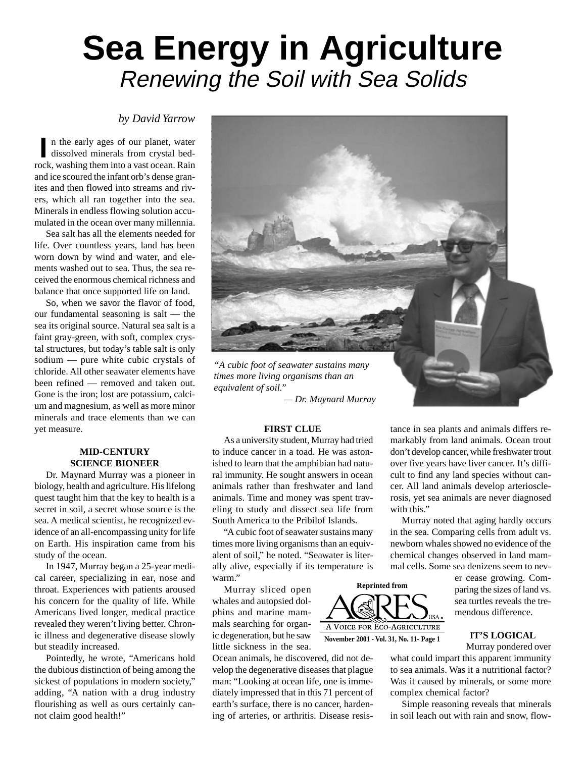# Sea Energy in Agriculture

## *Renewing the Soil with Sea Solids*

*by David Yarrow*

In the early ages of our planet, water dissolved minerals from crystal bedrock, washing them into a vast ocean. Rain and ice scoured the infant orb's dense granites and then flowed into streams and rivers, which all ran together into the sea. Minerals in endless flowing solution accumulated in the ocean over many millennia.

Sea salt has all the elements needed for life. Over countless years, land has been worn down by wind and water, and elements washed out to sea. Thus, the sea received the enormous chemical richness and balance that once supported life on land.

So, when we savor the flavor of food, our fundamental seasoning is salt — the sea its original source. Natural sea salt is a faint gray-green, with soft, complex crystal structures, but today's table salt is only sodium — pure white cubic crystals of chloride. All other seawater elements have been refined — removed and taken out. Gone is the iron; lost are potassium, calcium and magnesium, as well as more minor minerals and trace elements than we can yet measure.

*"A cubic foot of seawater sustains many times more living organisms than an equivalent of soil."*
*— Dr. Maynard Murray*

### MID-CENTURY SCIENCE BIONEER

Dr. Maynard Murray was a pioneer in biology, health and agriculture. His lifelong quest taught him that the key to health is a secret in soil, a secret whose source is the sea. A medical scientist, he recognized evidence of an all-encompassing unity for life on Earth. His inspiration came from his study of the ocean.

In 1947, Murray began a 25-year medical career, specializing in ear, nose and throat. Experiences with patients aroused his concern for the quality of life. While Americans lived longer, medical practice revealed they weren't living better. Chronic illness and degenerative disease slowly but steadily increased.

Pointedly, he wrote, "Americans hold the dubious distinction of being among the sickest of populations in modern society," adding, "A nation with a drug industry flourishing as well as ours certainly cannot claim good health!"

### FIRST CLUE

As a university student, Murray had tried to induce cancer in a toad. He was astonished to learn that the amphibian had natural immunity. He sought answers in ocean animals rather than freshwater and land animals. Time and money was spent traveling to study and dissect sea life from South America to the Pribilof Islands.

"A cubic foot of seawater sustains many times more living organisms than an equivalent of soil," he noted. "Seawater is literally alive, especially if its temperature is warm."

Murray sliced open whales and autopsied dolphins and marine mammals searching for chronic degeneration, but he saw little sickness in the sea. Ocean animals, he discovered, did not develop the degenerative diseases that plague man: "Looking at ocean life, one is immediately impressed that in this 71 percent of earth's surface, there is no cancer, hardening of arteries, or arthritis. Disease resistance in sea plants and animals differs remarkably from land animals. Ocean trout don't develop cancer, while freshwater trout over five years have liver cancer. It's difficult to find any land species without cancer. All land animals develop arteriosclerosis, yet sea animals are never diagnosed with this."

Murray noted that aging hardly occurs in the sea. Comparing cells from adult vs. newborn whales showed no evidence of the chemical changes observed in land mammal cells. Some sea denizens seem to never cease growing. Comparing the sizes of land vs. sea turtles reveals the tremendous difference.

Reprinted from ACRES USA. A Voice for Eco-Agriculture. November 2001 - Vol. 31, No. 11- Page 1

### IT'S LOGICAL

Murray pondered over what could impart this apparent immunity to sea animals. Was it a nutritional factor? Was it caused by minerals, or some more complex chemical factor?

Simple reasoning reveals that minerals in soil leach out with rain and snow, flow-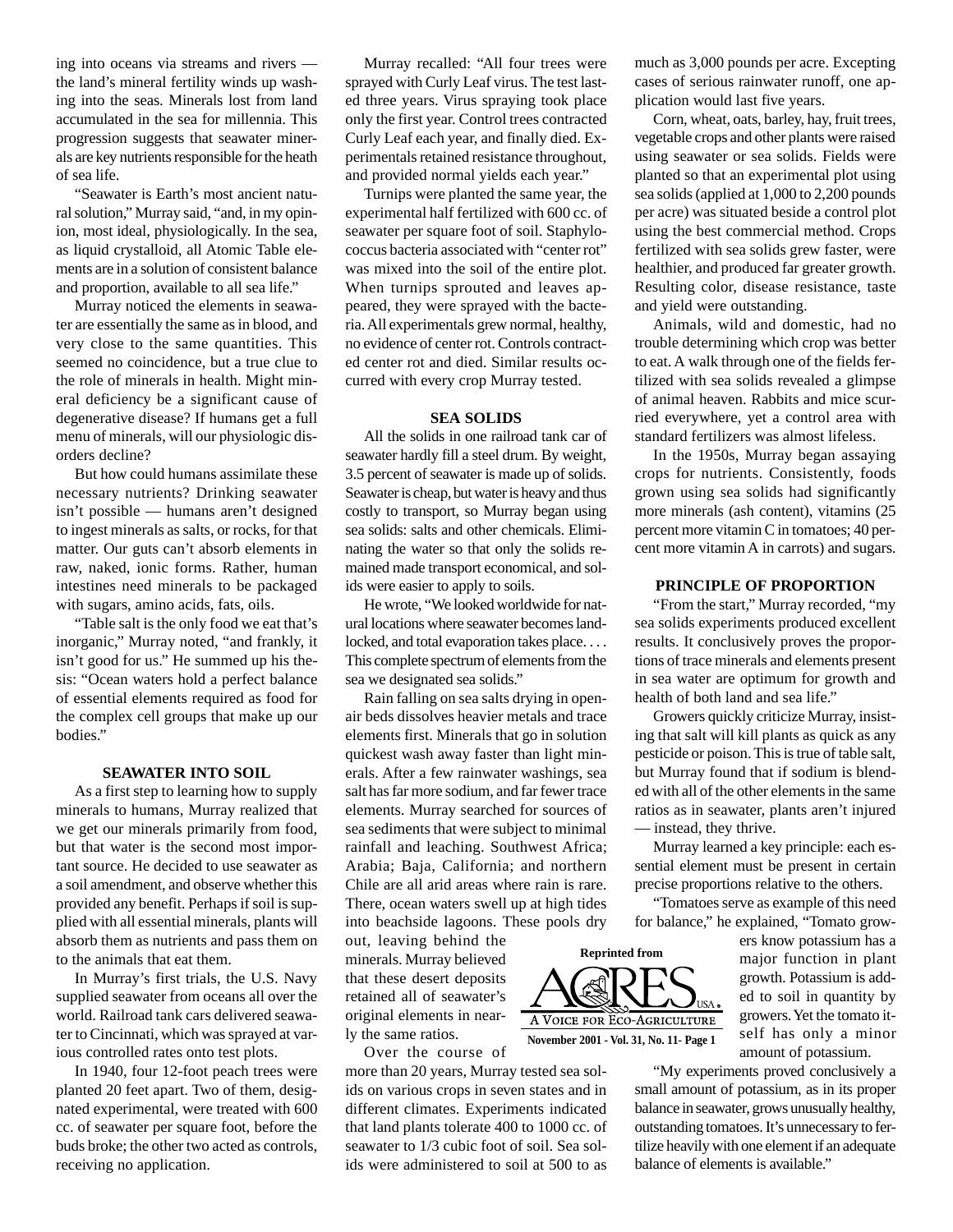ing into oceans via streams and rivers — the land's mineral fertility winds up washing into the seas. Minerals lost from land accumulated in the sea for millennia. This progression suggests that seawater minerals are key nutrients responsible for the heath of sea life.

"Seawater is Earth's most ancient natural solution," Murray said, "and, in my opinion, most ideal, physiologically. In the sea, as liquid crystalloid, all Atomic Table elements are in a solution of consistent balance and proportion, available to all sea life."

Murray noticed the elements in seawater are essentially the same as in blood, and very close to the same quantities. This seemed no coincidence, but a true clue to the role of minerals in health. Might mineral deficiency be a significant cause of degenerative disease? If humans get a full menu of minerals, will our physiologic disorders decline?

But how could humans assimilate these necessary nutrients? Drinking seawater isn't possible — humans aren't designed to ingest minerals as salts, or rocks, for that matter. Our guts can't absorb elements in raw, naked, ionic forms. Rather, human intestines need minerals to be packaged with sugars, amino acids, fats, oils.

"Table salt is the only food we eat that's inorganic," Murray noted, "and frankly, it isn't good for us." He summed up his thesis: "Ocean waters hold a perfect balance of essential elements required as food for the complex cell groups that make up our bodies."

### SEAWATER INTO SOIL

As a first step to learning how to supply minerals to humans, Murray realized that we get our minerals primarily from food, but that water is the second most important source. He decided to use seawater as a soil amendment, and observe whether this provided any benefit. Perhaps if soil is supplied with all essential minerals, plants will absorb them as nutrients and pass them on to the animals that eat them.

In Murray's first trials, the U.S. Navy supplied seawater from oceans all over the world. Railroad tank cars delivered seawater to Cincinnati, which was sprayed at various controlled rates onto test plots.

In 1940, four 12-foot peach trees were planted 20 feet apart. Two of them, designated experimental, were treated with 600 cc. of seawater per square foot, before the buds broke; the other two acted as controls, receiving no application.

Murray recalled: "All four trees were sprayed with Curly Leaf virus. The test lasted three years. Virus spraying took place only the first year. Control trees contracted Curly Leaf each year, and finally died. Experimentals retained resistance throughout, and provided normal yields each year."

Turnips were planted the same year, the experimental half fertilized with 600 cc. of seawater per square foot of soil. Staphylococcus bacteria associated with "center rot" was mixed into the soil of the entire plot. When turnips sprouted and leaves appeared, they were sprayed with the bacteria. All experimentals grew normal, healthy, no evidence of center rot. Controls contracted center rot and died. Similar results occurred with every crop Murray tested.

### SEA SOLIDS

All the solids in one railroad tank car of seawater hardly fill a steel drum. By weight, 3.5 percent of seawater is made up of solids. Seawater is cheap, but water is heavy and thus costly to transport, so Murray began using sea solids: salts and other chemicals. Eliminating the water so that only the solids remained made transport economical, and solids were easier to apply to soils.

He wrote, "We looked worldwide for natural locations where seawater becomes landlocked, and total evaporation takes place. . . . This complete spectrum of elements from the sea we designated sea solids."

Rain falling on sea salts drying in open-air beds dissolves heavier metals and trace elements first. Minerals that go in solution quickest wash away faster than light minerals. After a few rainwater washings, sea salt has far more sodium, and far fewer trace elements. Murray searched for sources of sea sediments that were subject to minimal rainfall and leaching. Southwest Africa; Arabia; Baja, California; and northern Chile are all arid areas where rain is rare. There, ocean waters swell up at high tides into beachside lagoons. These pools dry out, leaving behind the minerals. Murray believed that these desert deposits retained all of seawater's original elements in nearly the same ratios.

Over the course of more than 20 years, Murray tested sea solids on various crops in seven states and in different climates. Experiments indicated that land plants tolerate 400 to 1000 cc. of seawater to 1/3 cubic foot of soil. Sea solids were administered to soil at 500 to as much as 3,000 pounds per acre. Excepting cases of serious rainwater runoff, one application would last five years.

Corn, wheat, oats, barley, hay, fruit trees, vegetable crops and other plants were raised using seawater or sea solids. Fields were planted so that an experimental plot using sea solids (applied at 1,000 to 2,200 pounds per acre) was situated beside a control plot using the best commercial method. Crops fertilized with sea solids grew faster, were healthier, and produced far greater growth. Resulting color, disease resistance, taste and yield were outstanding.

Animals, wild and domestic, had no trouble determining which crop was better to eat. A walk through one of the fields fertilized with sea solids revealed a glimpse of animal heaven. Rabbits and mice scurried everywhere, yet a control area with standard fertilizers was almost lifeless.

In the 1950s, Murray began assaying crops for nutrients. Consistently, foods grown using sea solids had significantly more minerals (ash content), vitamins (25 percent more vitamin C in tomatoes; 40 percent more vitamin A in carrots) and sugars.

### PRINCIPLE OF PROPORTION

"From the start," Murray recorded, "my sea solids experiments produced excellent results. It conclusively proves the proportions of trace minerals and elements present in sea water are optimum for growth and health of both land and sea life."

Growers quickly criticize Murray, insisting that salt will kill plants as quick as any pesticide or poison. This is true of table salt, but Murray found that if sodium is blended with all of the other elements in the same ratios as in seawater, plants aren't injured — instead, they thrive.

Murray learned a key principle: each essential element must be present in certain precise proportions relative to the others.

"Tomatoes serve as example of this need for balance," he explained, "Tomato growers know potassium has a major function in plant growth. Potassium is added to soil in quantity by growers. Yet the tomato itself has only a minor amount of potassium.

"My experiments proved conclusively a small amount of potassium, as in its proper balance in seawater, grows unusually healthy, outstanding tomatoes. It's unnecessary to fertilize heavily with one element if an adequate balance of elements is available."

Reprinted from ACRES USA — A Voice for Eco-Agriculture
November 2001 - Vol. 31, No. 11- Page 1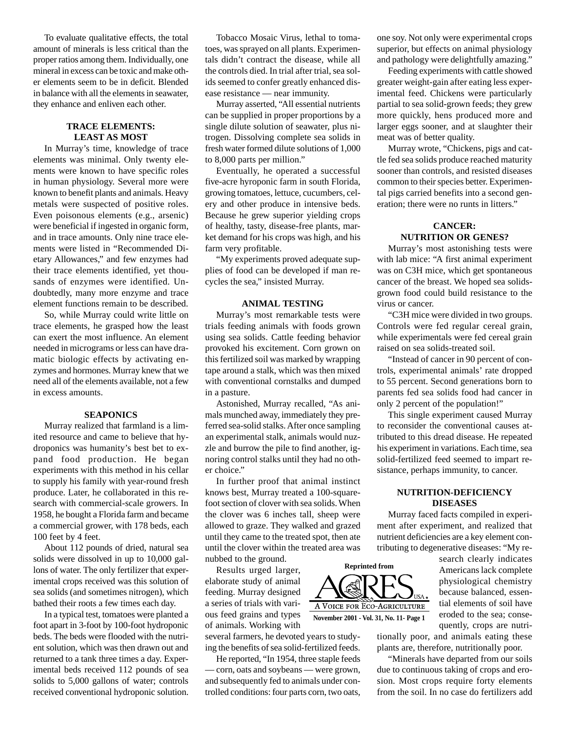To evaluate qualitative effects, the total amount of minerals is less critical than the proper ratios among them. Individually, one mineral in excess can be toxic and make other elements seem to be in deficit. Blended in balance with all the elements in seawater, they enhance and enliven each other.

### TRACE ELEMENTS: LEAST AS MOST

In Murray's time, knowledge of trace elements was minimal. Only twenty elements were known to have specific roles in human physiology. Several more were known to benefit plants and animals. Heavy metals were suspected of positive roles. Even poisonous elements (e.g., arsenic) were beneficial if ingested in organic form, and in trace amounts. Only nine trace elements were listed in "Recommended Dietary Allowances," and few enzymes had their trace elements identified, yet thousands of enzymes were identified. Undoubtedly, many more enzyme and trace element functions remain to be described.

So, while Murray could write little on trace elements, he grasped how the least can exert the most influence. An element needed in micrograms or less can have dramatic biologic effects by activating enzymes and hormones. Murray knew that we need all of the elements available, not a few in excess amounts.

### SEAPONICS

Murray realized that farmland is a limited resource and came to believe that hydroponics was humanity's best bet to expand food production. He began experiments with this method in his cellar to supply his family with year-round fresh produce. Later, he collaborated in this research with commercial-scale growers. In 1958, he bought a Florida farm and became a commercial grower, with 178 beds, each 100 feet by 4 feet.

About 112 pounds of dried, natural sea solids were dissolved in up to 10,000 gallons of water. The only fertilizer that experimental crops received was this solution of sea solids (and sometimes nitrogen), which bathed their roots a few times each day.

In a typical test, tomatoes were planted a foot apart in 3-foot by 100-foot hydroponic beds. The beds were flooded with the nutrient solution, which was then drawn out and returned to a tank three times a day. Experimental beds received 112 pounds of sea solids to 5,000 gallons of water; controls received conventional hydroponic solution.

Tobacco Mosaic Virus, lethal to tomatoes, was sprayed on all plants. Experimentals didn't contract the disease, while all the controls died. In trial after trial, sea solids seemed to confer greatly enhanced disease resistance — near immunity.

Murray asserted, "All essential nutrients can be supplied in proper proportions by a single dilute solution of seawater, plus nitrogen. Dissolving complete sea solids in fresh water formed dilute solutions of 1,000 to 8,000 parts per million."

Eventually, he operated a successful five-acre hyroponic farm in south Florida, growing tomatoes, lettuce, cucumbers, celery and other produce in intensive beds. Because he grew superior yielding crops of healthy, tasty, disease-free plants, market demand for his crops was high, and his farm very profitable.

"My experiments proved adequate supplies of food can be developed if man recycles the sea," insisted Murray.

### ANIMAL TESTING

Murray's most remarkable tests were trials feeding animals with foods grown using sea solids. Cattle feeding behavior provoked his excitement. Corn grown on this fertilized soil was marked by wrapping tape around a stalk, which was then mixed with conventional cornstalks and dumped in a pasture.

Astonished, Murray recalled, "As animals munched away, immediately they preferred sea-solid stalks. After once sampling an experimental stalk, animals would nuzzle and burrow the pile to find another, ignoring control stalks until they had no other choice."

In further proof that animal instinct knows best, Murray treated a 100-square-foot section of clover with sea solids. When the clover was 6 inches tall, sheep were allowed to graze. They walked and grazed until they came to the treated spot, then ate until the clover within the treated area was nubbed to the ground.

Results urged larger, elaborate study of animal feeding. Murray designed a series of trials with various feed grains and types of animals. Working with several farmers, he devoted years to studying the benefits of sea solid-fertilized feeds.

He reported, "In 1954, three staple feeds — corn, oats and soybeans — were grown, and subsequently fed to animals under controlled conditions: four parts corn, two oats, one soy. Not only were experimental crops superior, but effects on animal physiology and pathology were delightfully amazing."

Feeding experiments with cattle showed greater weight-gain after eating less experimental feed. Chickens were particularly partial to sea solid-grown feeds; they grew more quickly, hens produced more and larger eggs sooner, and at slaughter their meat was of better quality.

Murray wrote, "Chickens, pigs and cattle fed sea solids produce reached maturity sooner than controls, and resisted diseases common to their species better. Experimental pigs carried benefits into a second generation; there were no runts in litters."

### CANCER: NUTRITION OR GENES?

Murray's most astonishing tests were with lab mice: "A first animal experiment was on C3H mice, which get spontaneous cancer of the breast. We hoped sea solids-grown food could build resistance to the virus or cancer.

"C3H mice were divided in two groups. Controls were fed regular cereal grain, while experimentals were fed cereal grain raised on sea solids-treated soil.

"Instead of cancer in 90 percent of controls, experimental animals' rate dropped to 55 percent. Second generations born to parents fed sea solids food had cancer in only 2 percent of the population!"

This single experiment caused Murray to reconsider the conventional causes attributed to this dread disease. He repeated his experiment in variations. Each time, sea solid-fertilized feed seemed to impart resistance, perhaps immunity, to cancer.

### NUTRITION-DEFICIENCY DISEASES

Murray faced facts compiled in experiment after experiment, and realized that nutrient deficiencies are a key element contributing to degenerative diseases: "My research clearly indicates Americans lack complete physiological chemistry because balanced, essential elements of soil have eroded to the sea; consequently, crops are nutritionally poor, and animals eating these plants are, therefore, nutritionally poor.

"Minerals have departed from our soils due to continuous taking of crops and erosion. Most crops require forty elements from the soil. In no case do fertilizers add

Reprinted from ACRES USA — A Voice for Eco-Agriculture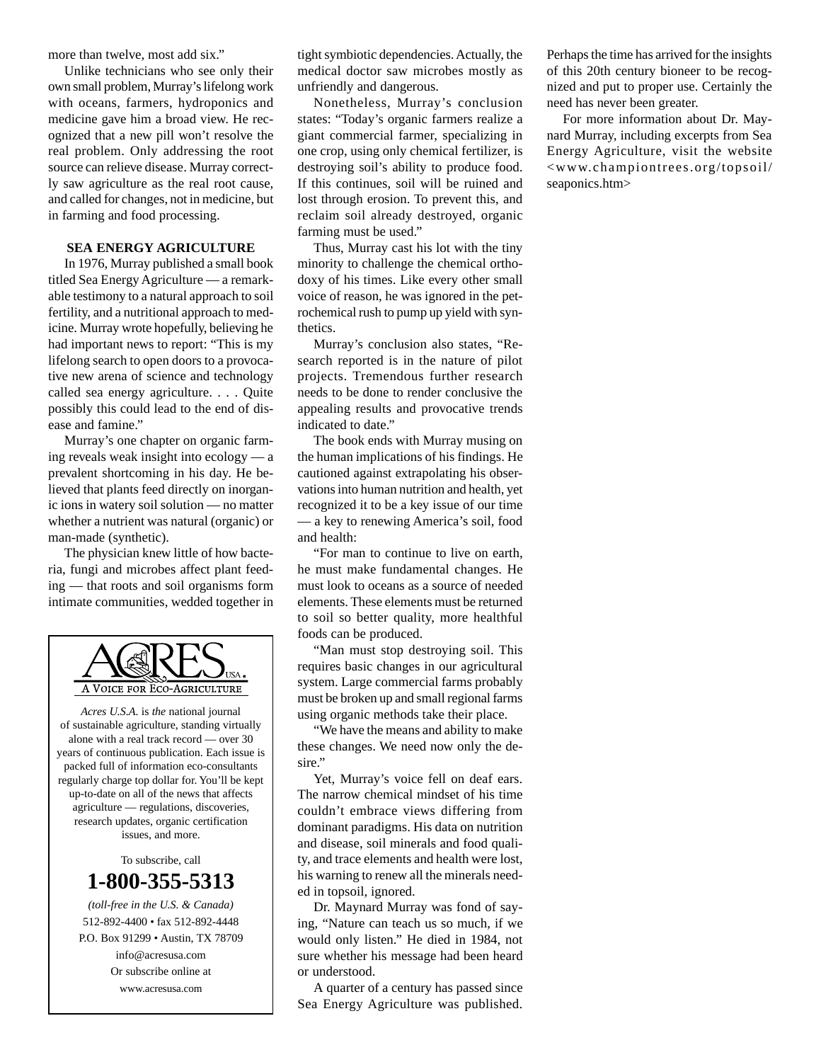more than twelve, most add six."

Unlike technicians who see only their own small problem, Murray's lifelong work with oceans, farmers, hydroponics and medicine gave him a broad view. He recognized that a new pill won't resolve the real problem. Only addressing the root source can relieve disease. Murray correctly saw agriculture as the real root cause, and called for changes, not in medicine, but in farming and food processing.

### SEA ENERGY AGRICULTURE

In 1976, Murray published a small book titled Sea Energy Agriculture — a remarkable testimony to a natural approach to soil fertility, and a nutritional approach to medicine. Murray wrote hopefully, believing he had important news to report: "This is my lifelong search to open doors to a provocative new arena of science and technology called sea energy agriculture. . . . Quite possibly this could lead to the end of disease and famine."

Murray's one chapter on organic farming reveals weak insight into ecology — a prevalent shortcoming in his day. He believed that plants feed directly on inorganic ions in watery soil solution — no matter whether a nutrient was natural (organic) or man-made (synthetic).

The physician knew little of how bacteria, fungi and microbes affect plant feeding — that roots and soil organisms form intimate communities, wedded together in tight symbiotic dependencies. Actually, the medical doctor saw microbes mostly as unfriendly and dangerous.

Nonetheless, Murray's conclusion states: "Today's organic farmers realize a giant commercial farmer, specializing in one crop, using only chemical fertilizer, is destroying soil's ability to produce food. If this continues, soil will be ruined and lost through erosion. To prevent this, and reclaim soil already destroyed, organic farming must be used."

Thus, Murray cast his lot with the tiny minority to challenge the chemical orthodoxy of his times. Like every other small voice of reason, he was ignored in the petrochemical rush to pump up yield with synthetics.

Murray's conclusion also states, "Research reported is in the nature of pilot projects. Tremendous further research needs to be done to render conclusive the appealing results and provocative trends indicated to date."

The book ends with Murray musing on the human implications of his findings. He cautioned against extrapolating his observations into human nutrition and health, yet recognized it to be a key issue of our time — a key to renewing America's soil, food and health:

"For man to continue to live on earth, he must make fundamental changes. He must look to oceans as a source of needed elements. These elements must be returned to soil so better quality, more healthful foods can be produced.

"Man must stop destroying soil. This requires basic changes in our agricultural system. Large commercial farms probably must be broken up and small regional farms using organic methods take their place.

"We have the means and ability to make these changes. We need now only the desire."

Yet, Murray's voice fell on deaf ears. The narrow chemical mindset of his time couldn't embrace views differing from dominant paradigms. His data on nutrition and disease, soil minerals and food quality, and trace elements and health were lost, his warning to renew all the minerals needed in topsoil, ignored.

Dr. Maynard Murray was fond of saying, "Nature can teach us so much, if we would only listen." He died in 1984, not sure whether his message had been heard or understood.

A quarter of a century has passed since Sea Energy Agriculture was published. Perhaps the time has arrived for the insights of this 20th century bioneer to be recognized and put to proper use. Certainly the need has never been greater.

For more information about Dr. Maynard Murray, including excerpts from Sea Energy Agriculture, visit the website <www.championtrees.org/topsoil/seaponics.htm>

---

**ACRES USA**
A VOICE FOR ECO-AGRICULTURE

*Acres U.S.A.* is *the* national journal of sustainable agriculture, standing virtually alone with a real track record — over 30 years of continuous publication. Each issue is packed full of information eco-consultants regularly charge top dollar for. You'll be kept up-to-date on all of the news that affects agriculture — regulations, discoveries, research updates, organic certification issues, and more.

To subscribe, call

**1-800-355-5313**

*(toll-free in the U.S. & Canada)*

512-892-4400 • fax 512-892-4448

P.O. Box 91299 • Austin, TX 78709

info@acresusa.com

Or subscribe online at

www.acresusa.com